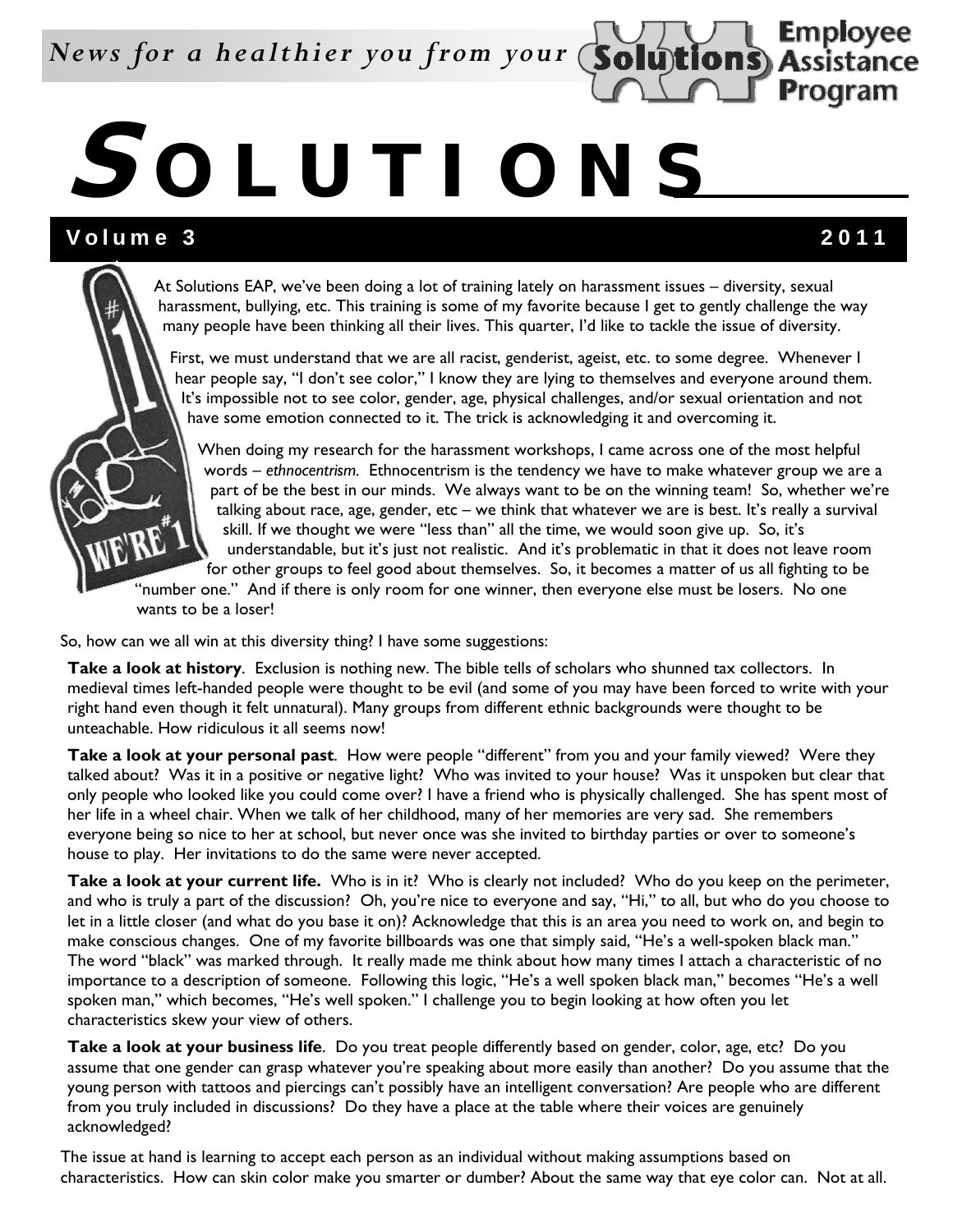*News for a healthier you from your* Solutions Employee Assistance Program

# SOLUTIONS

**Volume 3 2011**

At Solutions EAP, we've been doing a lot of training lately on harassment issues – diversity, sexual harassment, bullying, etc. This training is some of my favorite because I get to gently challenge the way many people have been thinking all their lives. This quarter, I'd like to tackle the issue of diversity.

First, we must understand that we are all racist, genderist, ageist, etc. to some degree. Whenever I hear people say, "I don't see color," I know they are lying to themselves and everyone around them. It's impossible not to see color, gender, age, physical challenges, and/or sexual orientation and not have some emotion connected to it. The trick is acknowledging it and overcoming it.

When doing my research for the harassment workshops, I came across one of the most helpful words – *ethnocentrism*. Ethnocentrism is the tendency we have to make whatever group we are a part of be the best in our minds. We always want to be on the winning team! So, whether we're talking about race, age, gender, etc – we think that whatever we are is best. It's really a survival skill. If we thought we were "less than" all the time, we would soon give up. So, it's understandable, but it's just not realistic. And it's problematic in that it does not leave room for other groups to feel good about themselves. So, it becomes a matter of us all fighting to be "number one." And if there is only room for one winner, then everyone else must be losers. No one wants to be a loser!

So, how can we all win at this diversity thing? I have some suggestions:

**Take a look at history**. Exclusion is nothing new. The bible tells of scholars who shunned tax collectors. In medieval times left-handed people were thought to be evil (and some of you may have been forced to write with your right hand even though it felt unnatural). Many groups from different ethnic backgrounds were thought to be unteachable. How ridiculous it all seems now!

**Take a look at your personal past**. How were people "different" from you and your family viewed? Were they talked about? Was it in a positive or negative light? Who was invited to your house? Was it unspoken but clear that only people who looked like you could come over? I have a friend who is physically challenged. She has spent most of her life in a wheel chair. When we talk of her childhood, many of her memories are very sad. She remembers everyone being so nice to her at school, but never once was she invited to birthday parties or over to someone's house to play. Her invitations to do the same were never accepted.

**Take a look at your current life.** Who is in it? Who is clearly not included? Who do you keep on the perimeter, and who is truly a part of the discussion? Oh, you're nice to everyone and say, "Hi," to all, but who do you choose to let in a little closer (and what do you base it on)? Acknowledge that this is an area you need to work on, and begin to make conscious changes. One of my favorite billboards was one that simply said, "He's a well-spoken black man." The word "black" was marked through. It really made me think about how many times I attach a characteristic of no importance to a description of someone. Following this logic, "He's a well spoken black man," becomes "He's a well spoken man," which becomes, "He's well spoken." I challenge you to begin looking at how often you let characteristics skew your view of others.

**Take a look at your business life**. Do you treat people differently based on gender, color, age, etc? Do you assume that one gender can grasp whatever you're speaking about more easily than another? Do you assume that the young person with tattoos and piercings can't possibly have an intelligent conversation? Are people who are different from you truly included in discussions? Do they have a place at the table where their voices are genuinely acknowledged?

The issue at hand is learning to accept each person as an individual without making assumptions based on characteristics. How can skin color make you smarter or dumber? About the same way that eye color can. Not at all.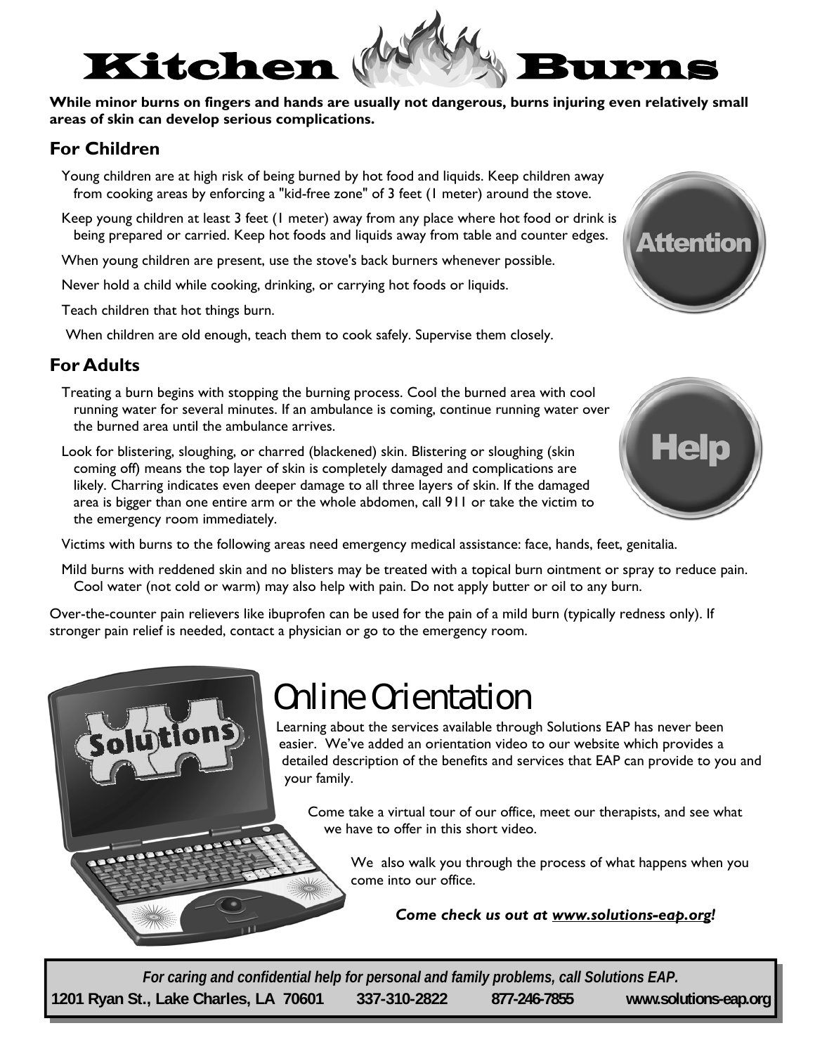# Kitchen Burns

**While minor burns on fingers and hands are usually not dangerous, burns injuring even relatively small areas of skin can develop serious complications.**

## For Children

Young children are at high risk of being burned by hot food and liquids. Keep children away from cooking areas by enforcing a "kid-free zone" of 3 feet (1 meter) around the stove.

Keep young children at least 3 feet (1 meter) away from any place where hot food or drink is being prepared or carried. Keep hot foods and liquids away from table and counter edges.

When young children are present, use the stove's back burners whenever possible.

Never hold a child while cooking, drinking, or carrying hot foods or liquids.

Teach children that hot things burn.

When children are old enough, teach them to cook safely. Supervise them closely.

Attention

## For Adults

Treating a burn begins with stopping the burning process. Cool the burned area with cool running water for several minutes. If an ambulance is coming, continue running water over the burned area until the ambulance arrives.

Look for blistering, sloughing, or charred (blackened) skin. Blistering or sloughing (skin coming off) means the top layer of skin is completely damaged and complications are likely. Charring indicates even deeper damage to all three layers of skin. If the damaged area is bigger than one entire arm or the whole abdomen, call 911 or take the victim to the emergency room immediately.

Help

Victims with burns to the following areas need emergency medical assistance: face, hands, feet, genitalia.

Mild burns with reddened skin and no blisters may be treated with a topical burn ointment or spray to reduce pain. Cool water (not cold or warm) may also help with pain. Do not apply butter or oil to any burn.

Over-the-counter pain relievers like ibuprofen can be used for the pain of a mild burn (typically redness only). If stronger pain relief is needed, contact a physician or go to the emergency room.

# Online Orientation

Solutions

Learning about the services available through Solutions EAP has never been easier. We've added an orientation video to our website which provides a detailed description of the benefits and services that EAP can provide to you and your family.

Come take a virtual tour of our office, meet our therapists, and see what we have to offer in this short video.

We also walk you through the process of what happens when you come into our office.

***Come check us out at www.solutions-eap.org!***

*For caring and confidential help for personal and family problems, call Solutions EAP.*

**1201 Ryan St., Lake Charles, LA 70601 337-310-2822 877-246-7855 www.solutions-eap.org**